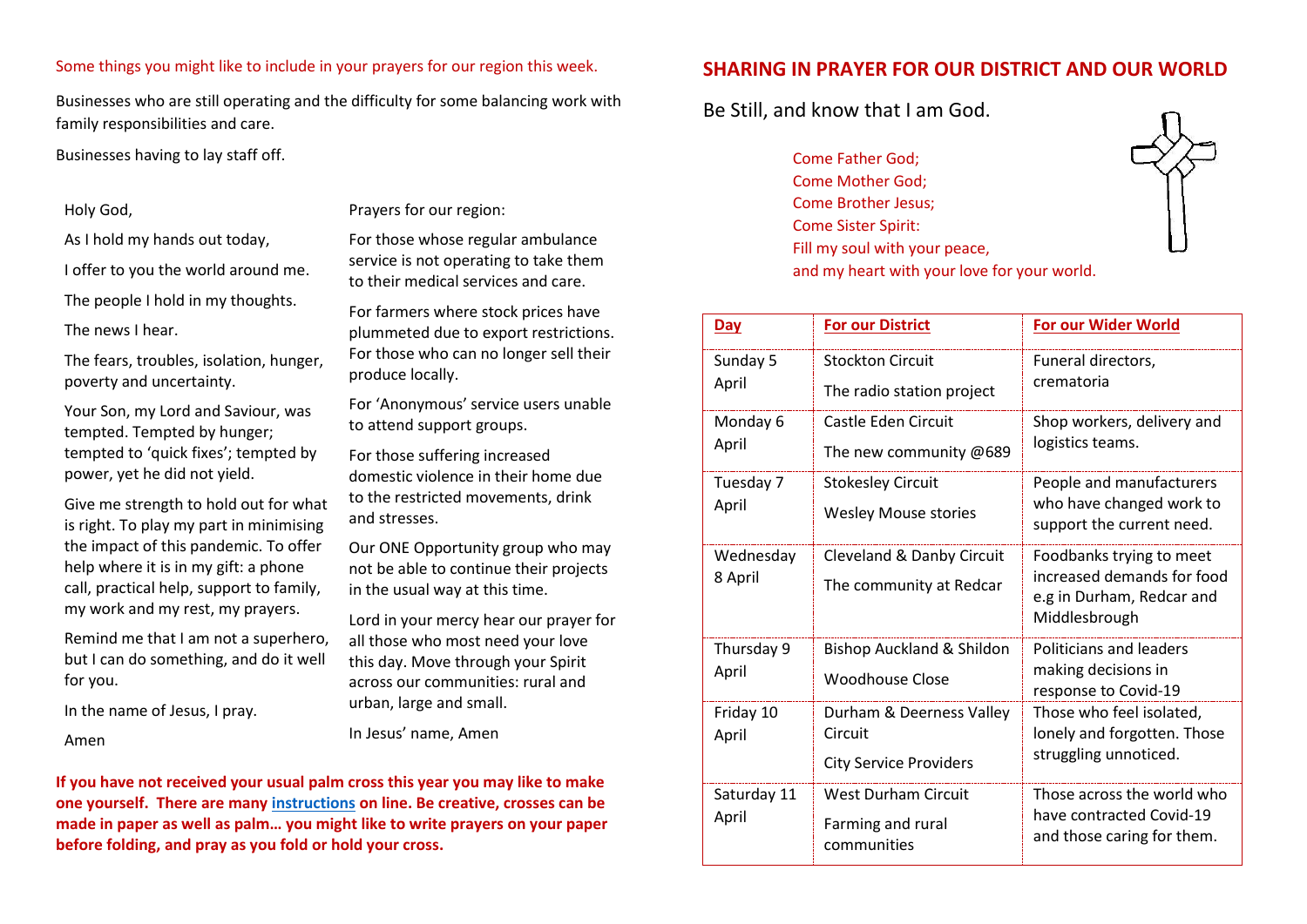Some things you might like to include in your prayers for our region this week.

Businesses who are still operating and the difficulty for some balancing work with family responsibilities and care.

Businesses having to lay staff off.

Holy God,

As I hold my hands out today,

I offer to you the world around me.

The people I hold in my thoughts.

The news I hear.

The fears, troubles, isolation, hunger, poverty and uncertainty.

Your Son, my Lord and Saviour, was tempted. Tempted by hunger; tempted to 'quick fixes'; tempted by power, yet he did not yield.

Give me strength to hold out for what is right. To play my part in minimising the impact of this pandemic. To offer help where it is in my gift: a phone call, practical help, support to family, my work and my rest, my prayers.

Remind me that I am not a superhero, but I can do something, and do it well for you.

In the name of Jesus, I pray.

Amen

Prayers for our region:

For those whose regular ambulance service is not operating to take them to their medical services and care.

For farmers where stock prices have plummeted due to export restrictions. For those who can no longer sell their produce locally.

For 'Anonymous' service users unable to attend support groups.

For those suffering increased domestic violence in their home due to the restricted movements, drink and stresses.

Our ONE Opportunity group who may not be able to continue their projects in the usual way at this time.

Lord in your mercy hear our prayer for all those who most need your love this day. Move through your Spirit across our communities: rural and urban, large and small.

In Jesus' name, Amen

**If you have not received your usual palm cross this year you may like to make one yourself. There are many instructions on line. Be creative, crosses can be made in paper as well as palm… you might like to write prayers on your paper before folding, and pray as you fold or hold your cross.**

## SHARING IN PRAYER FOR OUR DISTRICT AND OUR WORLD

Be Still, and know that I am God.

Come Father God;
Come Mother God;
Come Brother Jesus;
Come Sister Spirit:
Fill my soul with your peace,
and my heart with your love for your world.

| Day | For our District | For our Wider World |
|---|---|---|
| Sunday 5 April | Stockton Circuit<br>The radio station project | Funeral directors, crematoria |
| Monday 6 April | Castle Eden Circuit<br>The new community @689 | Shop workers, delivery and logistics teams. |
| Tuesday 7 April | Stokesley Circuit<br>Wesley Mouse stories | People and manufacturers who have changed work to support the current need. |
| Wednesday 8 April | Cleveland & Danby Circuit<br>The community at Redcar | Foodbanks trying to meet increased demands for food e.g in Durham, Redcar and Middlesbrough |
| Thursday 9 April | Bishop Auckland & Shildon<br>Woodhouse Close | Politicians and leaders making decisions in response to Covid-19 |
| Friday 10 April | Durham & Deerness Valley Circuit<br>City Service Providers | Those who feel isolated, lonely and forgotten. Those struggling unnoticed. |
| Saturday 11 April | West Durham Circuit<br>Farming and rural communities | Those across the world who have contracted Covid-19 and those caring for them. |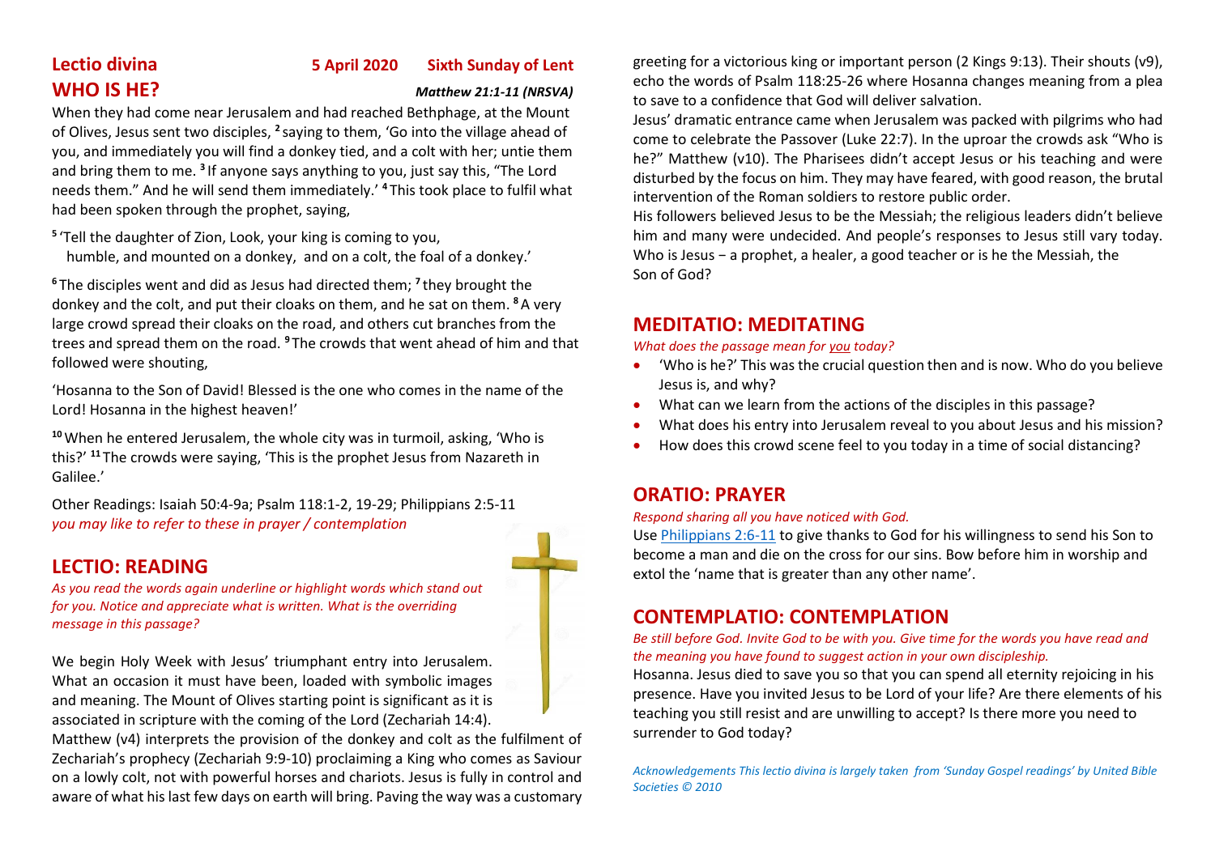**Lectio divina** **5 April 2020** **Sixth Sunday of Lent**

# WHO IS HE?

***Matthew 21:1-11 (NRSVA)***

When they had come near Jerusalem and had reached Bethphage, at the Mount of Olives, Jesus sent two disciples, [2] saying to them, 'Go into the village ahead of you, and immediately you will find a donkey tied, and a colt with her; untie them and bring them to me. [3] If anyone says anything to you, just say this, "The Lord needs them." And he will send them immediately.' [4] This took place to fulfil what had been spoken through the prophet, saying,

[5] 'Tell the daughter of Zion, Look, your king is coming to you,
humble, and mounted on a donkey, and on a colt, the foal of a donkey.'

[6] The disciples went and did as Jesus had directed them; [7] they brought the donkey and the colt, and put their cloaks on them, and he sat on them. [8] A very large crowd spread their cloaks on the road, and others cut branches from the trees and spread them on the road. [9] The crowds that went ahead of him and that followed were shouting,

'Hosanna to the Son of David! Blessed is the one who comes in the name of the Lord! Hosanna in the highest heaven!'

[10] When he entered Jerusalem, the whole city was in turmoil, asking, 'Who is this?' [11] The crowds were saying, 'This is the prophet Jesus from Nazareth in Galilee.'

Other Readings: Isaiah 50:4-9a; Psalm 118:1-2, 19-29; Philippians 2:5-11
*you may like to refer to these in prayer / contemplation*

## LECTIO: READING

*As you read the words again underline or highlight words which stand out for you. Notice and appreciate what is written. What is the overriding message in this passage?*

We begin Holy Week with Jesus' triumphant entry into Jerusalem. What an occasion it must have been, loaded with symbolic images and meaning. The Mount of Olives starting point is significant as it is associated in scripture with the coming of the Lord (Zechariah 14:4). Matthew (v4) interprets the provision of the donkey and colt as the fulfilment of Zechariah's prophecy (Zechariah 9:9-10) proclaiming a King who comes as Saviour on a lowly colt, not with powerful horses and chariots. Jesus is fully in control and aware of what his last few days on earth will bring. Paving the way was a customary greeting for a victorious king or important person (2 Kings 9:13). Their shouts (v9), echo the words of Psalm 118:25-26 where Hosanna changes meaning from a plea to save to a confidence that God will deliver salvation.

Jesus' dramatic entrance came when Jerusalem was packed with pilgrims who had come to celebrate the Passover (Luke 22:7). In the uproar the crowds ask "Who is he?" Matthew (v10). The Pharisees didn't accept Jesus or his teaching and were disturbed by the focus on him. They may have feared, with good reason, the brutal intervention of the Roman soldiers to restore public order.

His followers believed Jesus to be the Messiah; the religious leaders didn't believe him and many were undecided. And people's responses to Jesus still vary today. Who is Jesus – a prophet, a healer, a good teacher or is he the Messiah, the Son of God?

## MEDITATIO: MEDITATING

*What does the passage mean for you today?*

- 'Who is he?' This was the crucial question then and is now. Who do you believe Jesus is, and why?
- What can we learn from the actions of the disciples in this passage?
- What does his entry into Jerusalem reveal to you about Jesus and his mission?
- How does this crowd scene feel to you today in a time of social distancing?

## ORATIO: PRAYER

*Respond sharing all you have noticed with God.*

Use Philippians 2:6-11 to give thanks to God for his willingness to send his Son to become a man and die on the cross for our sins. Bow before him in worship and extol the 'name that is greater than any other name'.

## CONTEMPLATIO: CONTEMPLATION

*Be still before God. Invite God to be with you. Give time for the words you have read and the meaning you have found to suggest action in your own discipleship.*

Hosanna. Jesus died to save you so that you can spend all eternity rejoicing in his presence. Have you invited Jesus to be Lord of your life? Are there elements of his teaching you still resist and are unwilling to accept? Is there more you need to surrender to God today?

*Acknowledgements This lectio divina is largely taken from 'Sunday Gospel readings' by United Bible Societies © 2010*